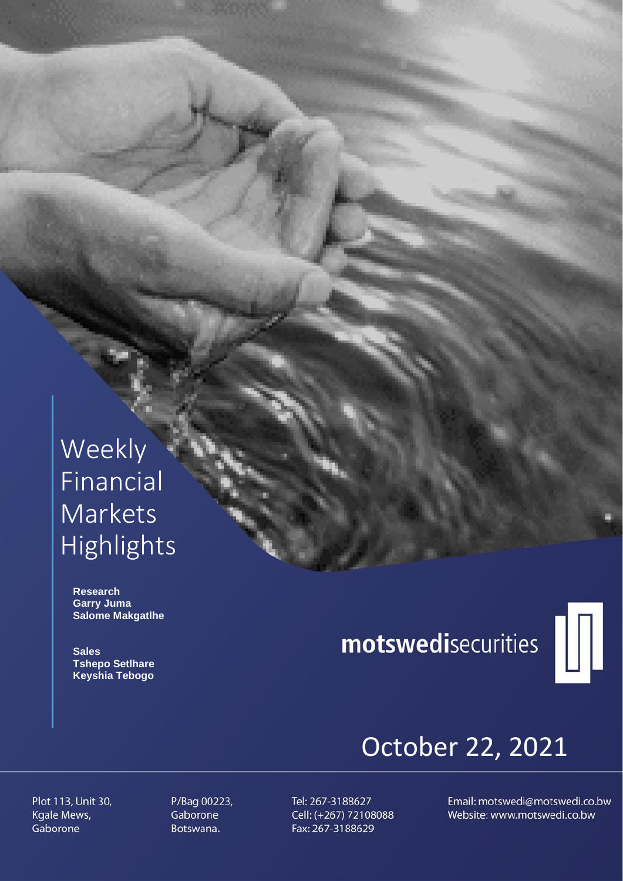# Weekly Financial Markets Highlights

**Research**
**Garry Juma**
**Salome Makgatlhe**

**Sales**
**Tshepo Setlhare**
**Keyshia Tebogo**

**motswedi**securities

## October 22, 2021

Plot 113, Unit 30,
Kgale Mews,
Gaborone

P/Bag 00223,
Gaborone
Botswana.

Tel: 267-3188627
Cell: (+267) 72108088
Fax: 267-3188629

Email: motswedi@motswedi.co.bw
Website: www.motswedi.co.bw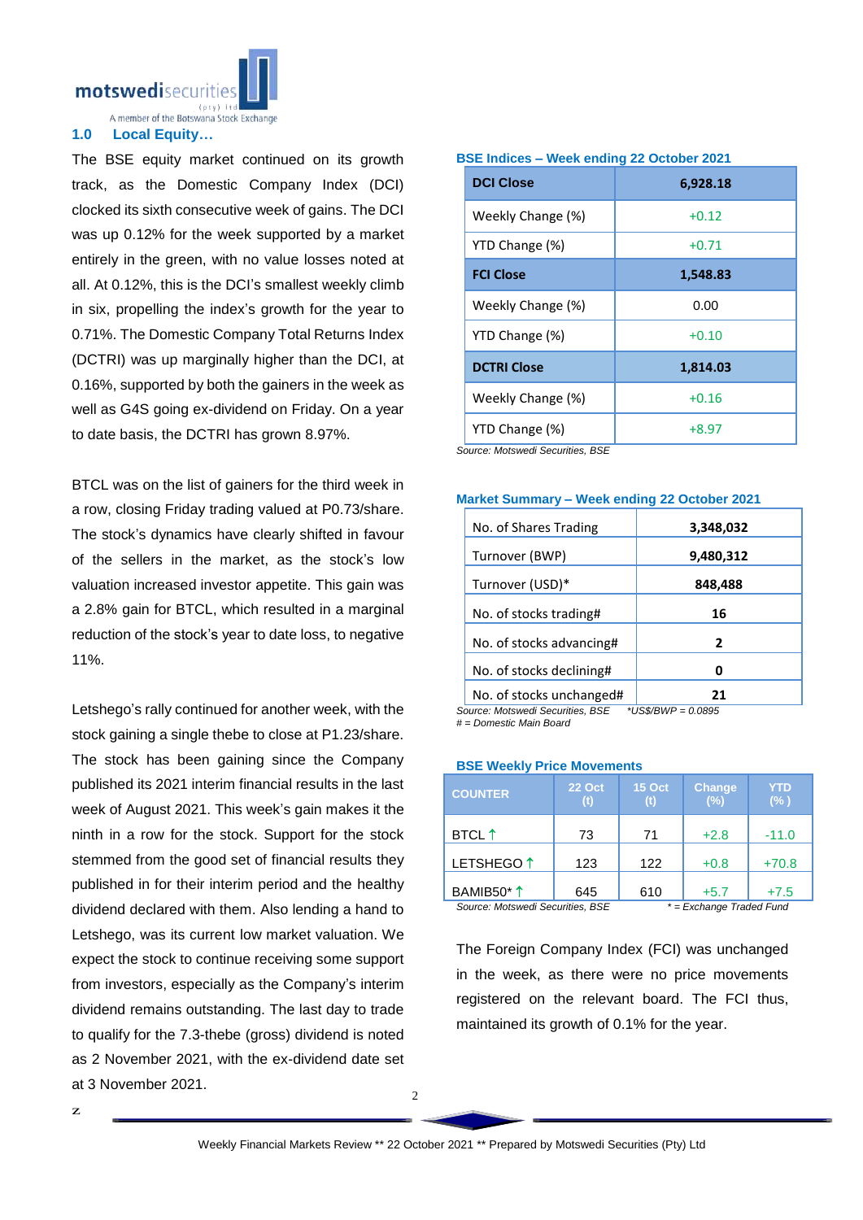## 1.0 Local Equity…

The BSE equity market continued on its growth track, as the Domestic Company Index (DCI) clocked its sixth consecutive week of gains. The DCI was up 0.12% for the week supported by a market entirely in the green, with no value losses noted at all. At 0.12%, this is the DCI's smallest weekly climb in six, propelling the index's growth for the year to 0.71%. The Domestic Company Total Returns Index (DCTRI) was up marginally higher than the DCI, at 0.16%, supported by both the gainers in the week as well as G4S going ex-dividend on Friday. On a year to date basis, the DCTRI has grown 8.97%.

BTCL was on the list of gainers for the third week in a row, closing Friday trading valued at P0.73/share. The stock's dynamics have clearly shifted in favour of the sellers in the market, as the stock's low valuation increased investor appetite. This gain was a 2.8% gain for BTCL, which resulted in a marginal reduction of the stock's year to date loss, to negative 11%.

Letshego's rally continued for another week, with the stock gaining a single thebe to close at P1.23/share. The stock has been gaining since the Company published its 2021 interim financial results in the last week of August 2021. This week's gain makes it the ninth in a row for the stock. Support for the stock stemmed from the good set of financial results they published in for their interim period and the healthy dividend declared with them. Also lending a hand to Letshego, was its current low market valuation. We expect the stock to continue receiving some support from investors, especially as the Company's interim dividend remains outstanding. The last day to trade to qualify for the 7.3-thebe (gross) dividend is noted as 2 November 2021, with the ex-dividend date set at 3 November 2021.

**BSE Indices – Week ending 22 October 2021**

| DCI Close | 6,928.18 |
|---|---|
| Weekly Change (%) | +0.12 |
| YTD Change (%) | +0.71 |
| **FCI Close** | **1,548.83** |
| Weekly Change (%) | 0.00 |
| YTD Change (%) | +0.10 |
| **DCTRI Close** | **1,814.03** |
| Weekly Change (%) | +0.16 |
| YTD Change (%) | +8.97 |

*Source: Motswedi Securities, BSE*

**Market Summary – Week ending 22 October 2021**

| Item | Value |
|---|---|
| No. of Shares Trading | 3,348,032 |
| Turnover (BWP) | 9,480,312 |
| Turnover (USD)* | 848,488 |
| No. of stocks trading# | 16 |
| No. of stocks advancing# | 2 |
| No. of stocks declining# | 0 |
| No. of stocks unchanged# | 21 |

*Source: Motswedi Securities, BSE* *US$/BWP = 0.0895*
*# = Domestic Main Board*

**BSE Weekly Price Movements**

| COUNTER | 22 Oct (t) | 15 Oct (t) | Change (%) | YTD (%) |
|---|---|---|---|---|
| BTCL ↑ | 73 | 71 | +2.8 | -11.0 |
| LETSHEGO ↑ | 123 | 122 | +0.8 | +70.8 |
| BAMIB50* ↑ | 645 | 610 | +5.7 | +7.5 |

*Source: Motswedi Securities, BSE* * = Exchange Traded Fund

The Foreign Company Index (FCI) was unchanged in the week, as there were no price movements registered on the relevant board. The FCI thus, maintained its growth of 0.1% for the year.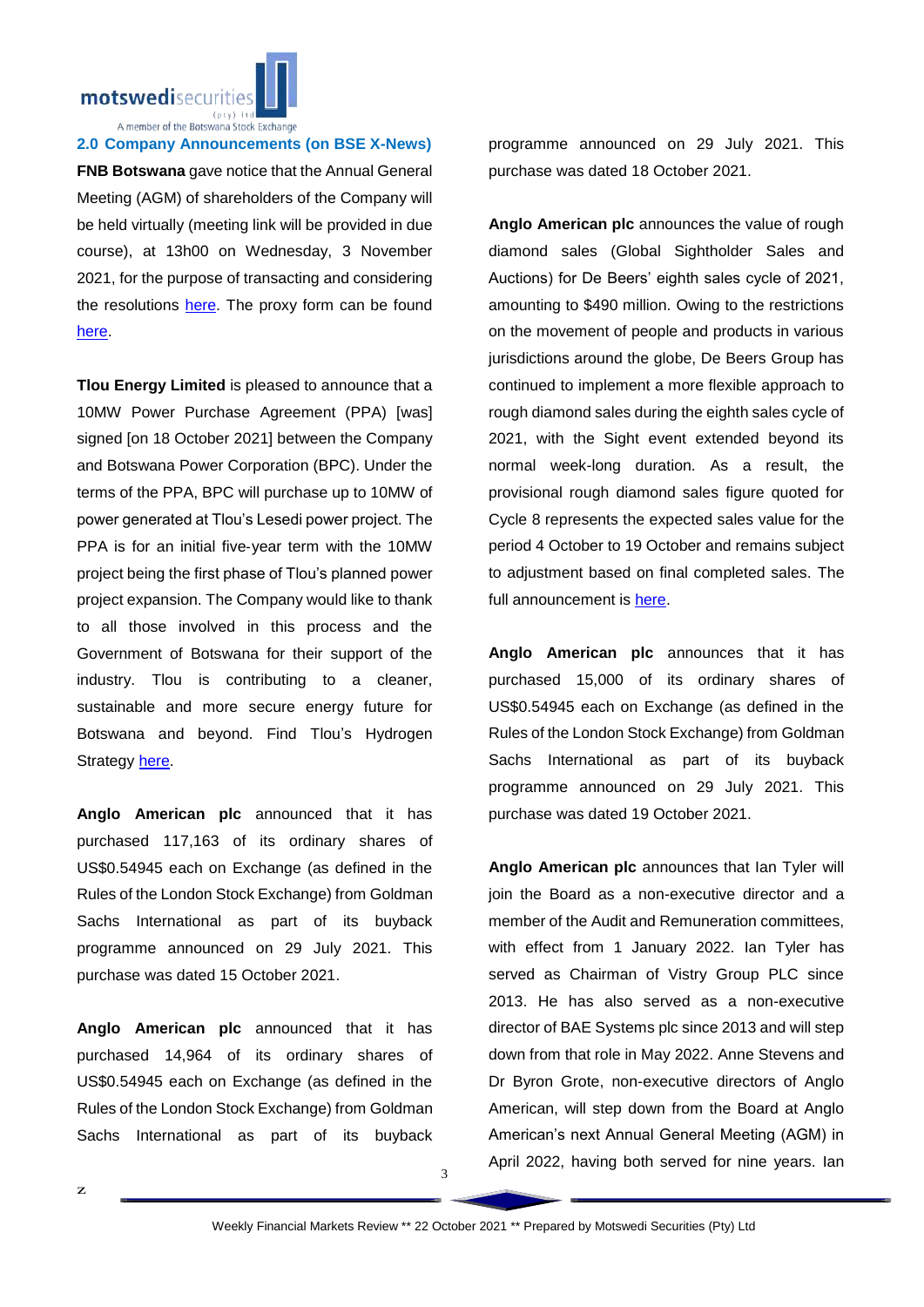## 2.0 Company Announcements (on BSE X-News)

**FNB Botswana** gave notice that the Annual General Meeting (AGM) of shareholders of the Company will be held virtually (meeting link will be provided in due course), at 13h00 on Wednesday, 3 November 2021, for the purpose of transacting and considering the resolutions here. The proxy form can be found here.

**Tlou Energy Limited** is pleased to announce that a 10MW Power Purchase Agreement (PPA) [was] signed [on 18 October 2021] between the Company and Botswana Power Corporation (BPC). Under the terms of the PPA, BPC will purchase up to 10MW of power generated at Tlou's Lesedi power project. The PPA is for an initial five-year term with the 10MW project being the first phase of Tlou's planned power project expansion. The Company would like to thank to all those involved in this process and the Government of Botswana for their support of the industry. Tlou is contributing to a cleaner, sustainable and more secure energy future for Botswana and beyond. Find Tlou's Hydrogen Strategy here.

**Anglo American plc** announced that it has purchased 117,163 of its ordinary shares of US$0.54945 each on Exchange (as defined in the Rules of the London Stock Exchange) from Goldman Sachs International as part of its buyback programme announced on 29 July 2021. This purchase was dated 15 October 2021.

**Anglo American plc** announced that it has purchased 14,964 of its ordinary shares of US$0.54945 each on Exchange (as defined in the Rules of the London Stock Exchange) from Goldman Sachs International as part of its buyback programme announced on 29 July 2021. This purchase was dated 18 October 2021.

**Anglo American plc** announces the value of rough diamond sales (Global Sightholder Sales and Auctions) for De Beers' eighth sales cycle of 2021, amounting to $490 million. Owing to the restrictions on the movement of people and products in various jurisdictions around the globe, De Beers Group has continued to implement a more flexible approach to rough diamond sales during the eighth sales cycle of 2021, with the Sight event extended beyond its normal week-long duration. As a result, the provisional rough diamond sales figure quoted for Cycle 8 represents the expected sales value for the period 4 October to 19 October and remains subject to adjustment based on final completed sales. The full announcement is here.

**Anglo American plc** announces that it has purchased 15,000 of its ordinary shares of US$0.54945 each on Exchange (as defined in the Rules of the London Stock Exchange) from Goldman Sachs International as part of its buyback programme announced on 29 July 2021. This purchase was dated 19 October 2021.

**Anglo American plc** announces that Ian Tyler will join the Board as a non-executive director and a member of the Audit and Remuneration committees, with effect from 1 January 2022. Ian Tyler has served as Chairman of Vistry Group PLC since 2013. He has also served as a non-executive director of BAE Systems plc since 2013 and will step down from that role in May 2022. Anne Stevens and Dr Byron Grote, non-executive directors of Anglo American, will step down from the Board at Anglo American's next Annual General Meeting (AGM) in April 2022, having both served for nine years. Ian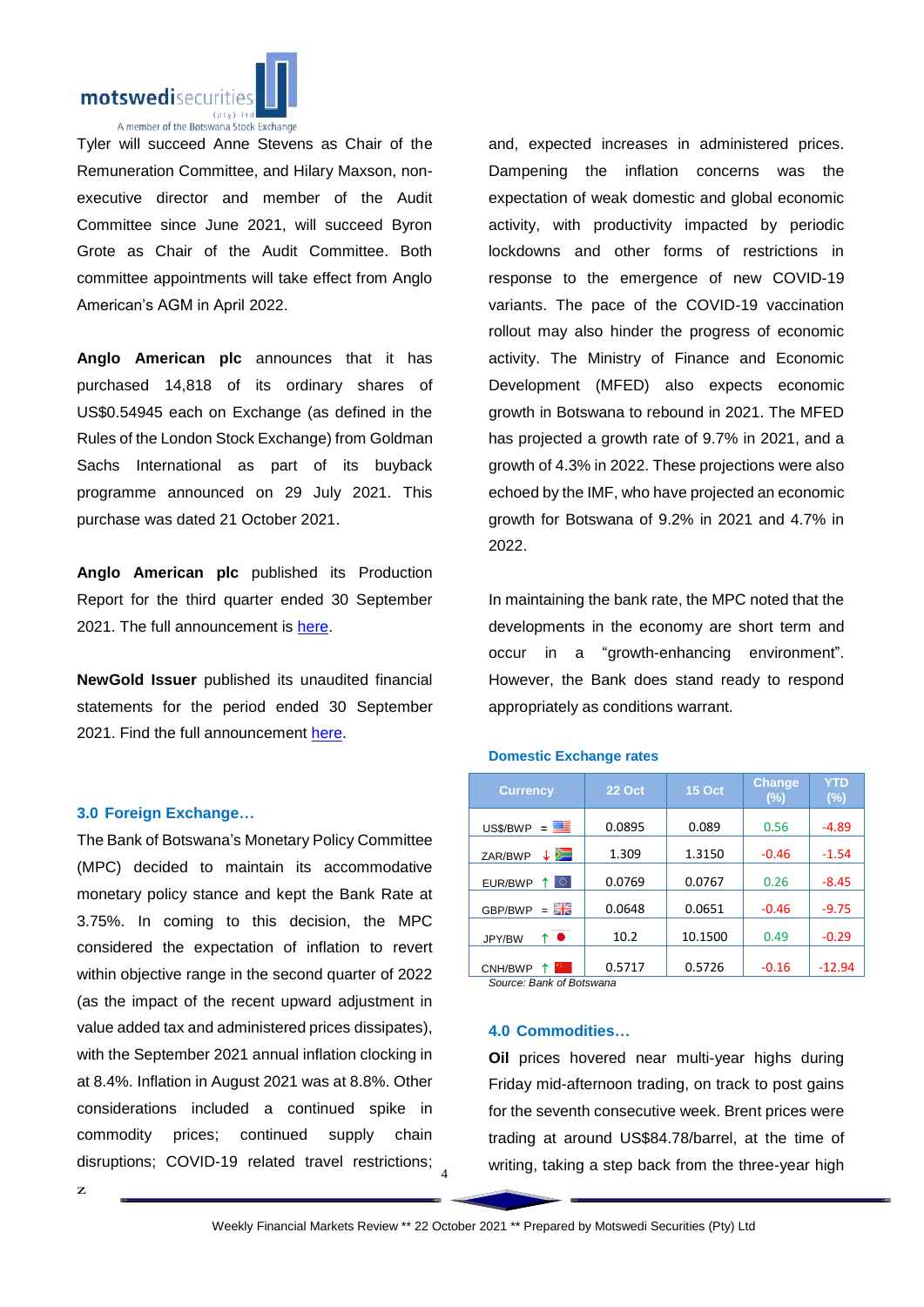Tyler will succeed Anne Stevens as Chair of the Remuneration Committee, and Hilary Maxson, non-executive director and member of the Audit Committee since June 2021, will succeed Byron Grote as Chair of the Audit Committee. Both committee appointments will take effect from Anglo American's AGM in April 2022.

**Anglo American plc** announces that it has purchased 14,818 of its ordinary shares of US$0.54945 each on Exchange (as defined in the Rules of the London Stock Exchange) from Goldman Sachs International as part of its buyback programme announced on 29 July 2021. This purchase was dated 21 October 2021.

**Anglo American plc** published its Production Report for the third quarter ended 30 September 2021. The full announcement is here.

**NewGold Issuer** published its unaudited financial statements for the period ended 30 September 2021. Find the full announcement here.

### 3.0 Foreign Exchange…

The Bank of Botswana's Monetary Policy Committee (MPC) decided to maintain its accommodative monetary policy stance and kept the Bank Rate at 3.75%. In coming to this decision, the MPC considered the expectation of inflation to revert within objective range in the second quarter of 2022 (as the impact of the recent upward adjustment in value added tax and administered prices dissipates), with the September 2021 annual inflation clocking in at 8.4%. Inflation in August 2021 was at 8.8%. Other considerations included a continued spike in commodity prices; continued supply chain disruptions; COVID-19 related travel restrictions; and, expected increases in administered prices. Dampening the inflation concerns was the expectation of weak domestic and global economic activity, with productivity impacted by periodic lockdowns and other forms of restrictions in response to the emergence of new COVID-19 variants. The pace of the COVID-19 vaccination rollout may also hinder the progress of economic activity. The Ministry of Finance and Economic Development (MFED) also expects economic growth in Botswana to rebound in 2021. The MFED has projected a growth rate of 9.7% in 2021, and a growth of 4.3% in 2022. These projections were also echoed by the IMF, who have projected an economic growth for Botswana of 9.2% in 2021 and 4.7% in 2022.

In maintaining the bank rate, the MPC noted that the developments in the economy are short term and occur in a "growth-enhancing environment". However, the Bank does stand ready to respond appropriately as conditions warrant.

**Domestic Exchange rates**

| Currency | 22 Oct | 15 Oct | Change (%) | YTD (%) |
|---|---|---|---|---|
| US$/BWP = | 0.0895 | 0.089 | 0.56 | -4.89 |
| ZAR/BWP ↓ | 1.309 | 1.3150 | -0.46 | -1.54 |
| EUR/BWP ↑ | 0.0769 | 0.0767 | 0.26 | -8.45 |
| GBP/BWP = | 0.0648 | 0.0651 | -0.46 | -9.75 |
| JPY/BW ↑ | 10.2 | 10.1500 | 0.49 | -0.29 |
| CNH/BWP ↑ | 0.5717 | 0.5726 | -0.16 | -12.94 |

*Source: Bank of Botswana*

### 4.0 Commodities…

**Oil** prices hovered near multi-year highs during Friday mid-afternoon trading, on track to post gains for the seventh consecutive week. Brent prices were trading at around US$84.78/barrel, at the time of writing, taking a step back from the three-year high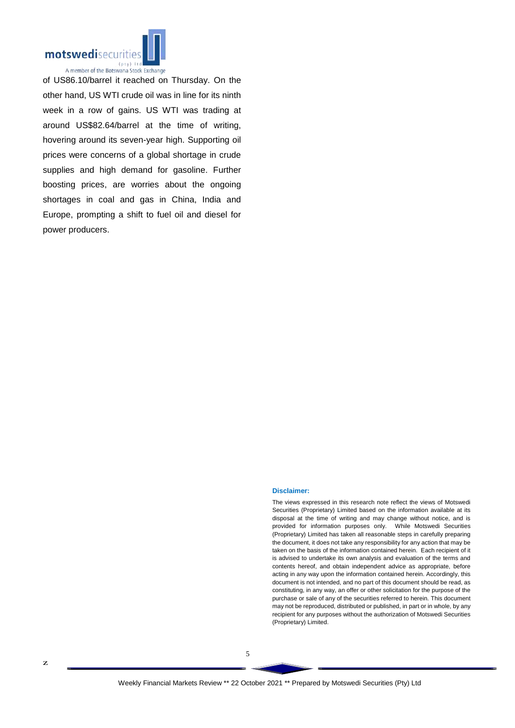of US86.10/barrel it reached on Thursday. On the other hand, US WTI crude oil was in line for its ninth week in a row of gains. US WTI was trading at around US$82.64/barrel at the time of writing, hovering around its seven-year high. Supporting oil prices were concerns of a global shortage in crude supplies and high demand for gasoline. Further boosting prices, are worries about the ongoing shortages in coal and gas in China, India and Europe, prompting a shift to fuel oil and diesel for power producers.

**Disclaimer:**

The views expressed in this research note reflect the views of Motswedi Securities (Proprietary) Limited based on the information available at its disposal at the time of writing and may change without notice, and is provided for information purposes only. While Motswedi Securities (Proprietary) Limited has taken all reasonable steps in carefully preparing the document, it does not take any responsibility for any action that may be taken on the basis of the information contained herein. Each recipient of it is advised to undertake its own analysis and evaluation of the terms and contents hereof, and obtain independent advice as appropriate, before acting in any way upon the information contained herein. Accordingly, this document is not intended, and no part of this document should be read, as constituting, in any way, an offer or other solicitation for the purpose of the purchase or sale of any of the securities referred to herein. This document may not be reproduced, distributed or published, in part or in whole, by any recipient for any purposes without the authorization of Motswedi Securities (Proprietary) Limited.